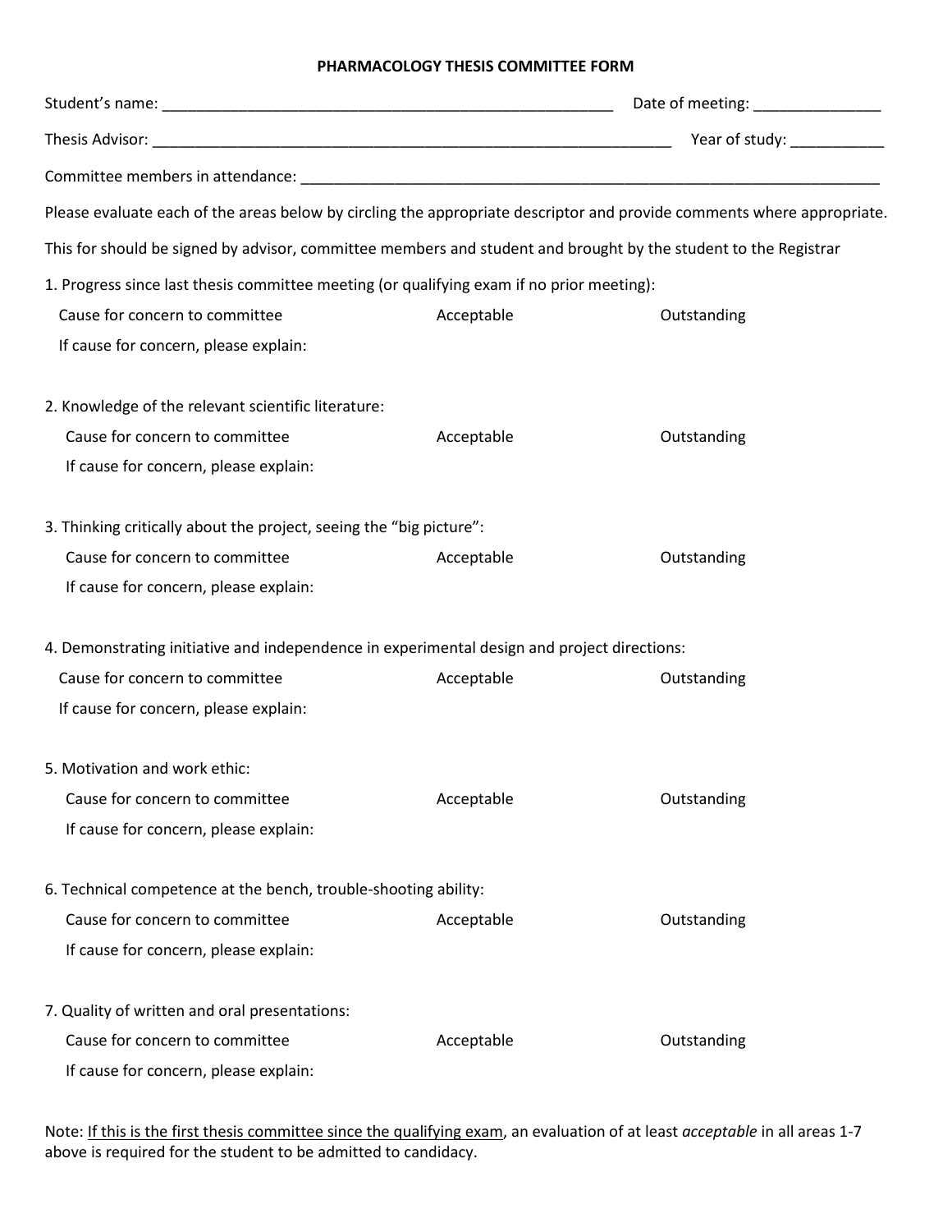# PHARMACOLOGY THESIS COMMITTEE FORM

Student's name: ______________________________________________________ Date of meeting: _______________

Thesis Advisor: ______________________________________________________________ Year of study: ___________

Committee members in attendance: ______________________________________________________________________

Please evaluate each of the areas below by circling the appropriate descriptor and provide comments where appropriate.

This for should be signed by advisor, committee members and student and brought by the student to the Registrar

1. Progress since last thesis committee meeting (or qualifying exam if no prior meeting):

   Cause for concern to committee          Acceptable          Outstanding

   If cause for concern, please explain:

2. Knowledge of the relevant scientific literature:

   Cause for concern to committee          Acceptable          Outstanding

   If cause for concern, please explain:

3. Thinking critically about the project, seeing the "big picture":

   Cause for concern to committee          Acceptable          Outstanding

   If cause for concern, please explain:

4. Demonstrating initiative and independence in experimental design and project directions:

   Cause for concern to committee          Acceptable          Outstanding

   If cause for concern, please explain:

5. Motivation and work ethic:

   Cause for concern to committee          Acceptable          Outstanding

   If cause for concern, please explain:

6. Technical competence at the bench, trouble-shooting ability:

   Cause for concern to committee          Acceptable          Outstanding

   If cause for concern, please explain:

7. Quality of written and oral presentations:

   Cause for concern to committee          Acceptable          Outstanding

   If cause for concern, please explain:

Note: <u>If this is the first thesis committee since the qualifying exam</u>, an evaluation of at least *acceptable* in all areas 1-7 above is required for the student to be admitted to candidacy.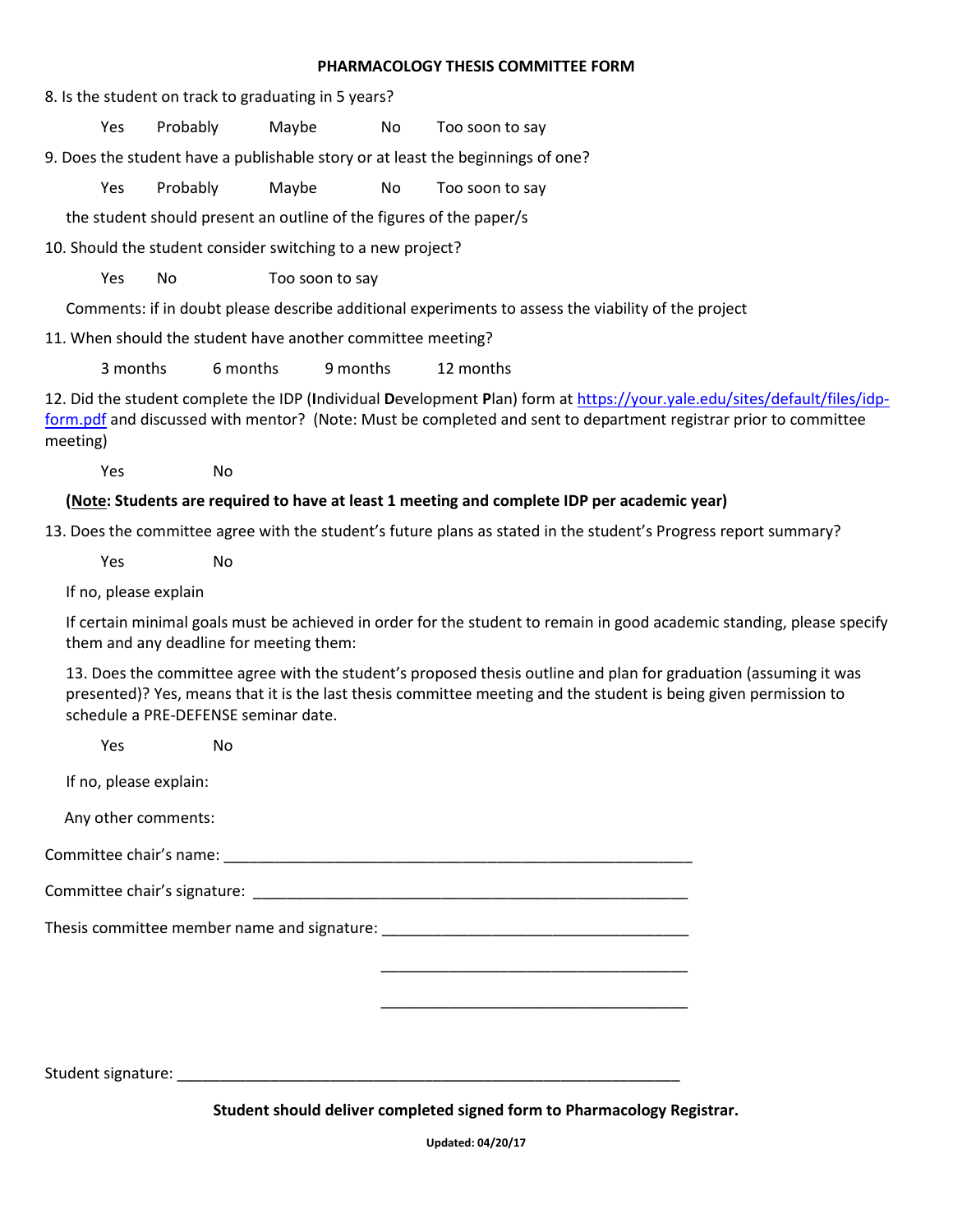**PHARMACOLOGY THESIS COMMITTEE FORM**

8. Is the student on track to graduating in 5 years?

   Yes   Probably   Maybe   No   Too soon to say

9. Does the student have a publishable story or at least the beginnings of one?

   Yes   Probably   Maybe   No   Too soon to say

   the student should present an outline of the figures of the paper/s

10. Should the student consider switching to a new project?

   Yes   No   Too soon to say

   Comments: if in doubt please describe additional experiments to assess the viability of the project

11. When should the student have another committee meeting?

   3 months   6 months   9 months   12 months

12. Did the student complete the IDP (**I**ndividual **D**evelopment **P**lan) form at [https://your.yale.edu/sites/default/files/idp-form.pdf](https://your.yale.edu/sites/default/files/idp-form.pdf) and discussed with mentor? (Note: Must be completed and sent to department registrar prior to committee meeting)

   Yes   No

   **(Note: Students are required to have at least 1 meeting and complete IDP per academic year)**

13. Does the committee agree with the student's future plans as stated in the student's Progress report summary?

   Yes   No

   If no, please explain

   If certain minimal goals must be achieved in order for the student to remain in good academic standing, please specify them and any deadline for meeting them:

   13. Does the committee agree with the student's proposed thesis outline and plan for graduation (assuming it was presented)? Yes, means that it is the last thesis committee meeting and the student is being given permission to schedule a PRE-DEFENSE seminar date.

   Yes   No

   If no, please explain:

   Any other comments:

Committee chair's name: ______________________________________________

Committee chair's signature: ______________________________________________

Thesis committee member name and signature: ______________________________

______________________________

______________________________

Student signature: ______________________________________________

**Student should deliver completed signed form to Pharmacology Registrar.**

**Updated: 04/20/17**